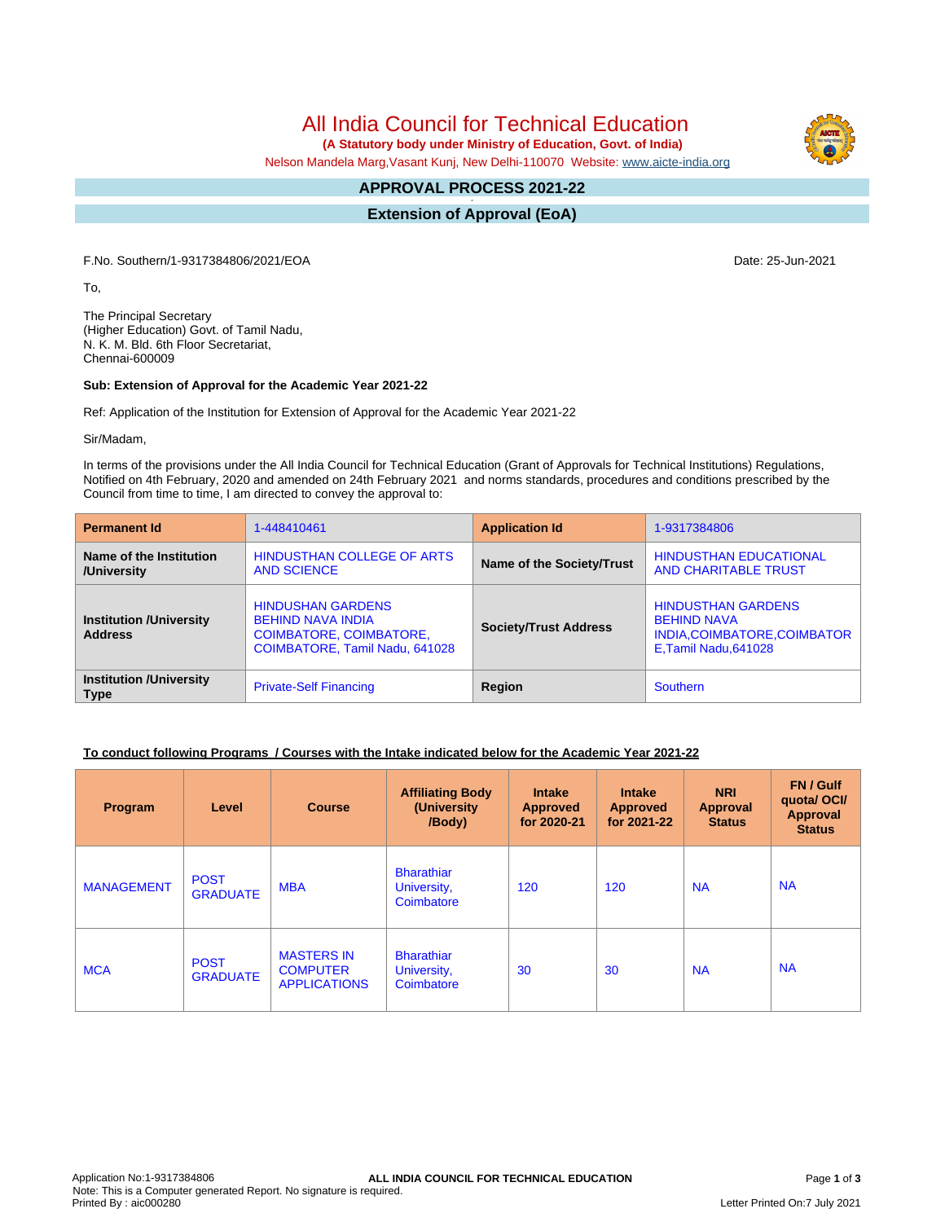# All India Council for Technical Education

**(A Statutory body under Ministry of Education, Govt. of India)**

Nelson Mandela Marg,Vasant Kunj, New Delhi-110070 Website: www.aicte-india.org

## APPROVAL PROCESS 2021-22

## Extension of Approval (EoA)

F.No. Southern/1-9317384806/2021/EOA

Date: 25-Jun-2021

To,

The Principal Secretary
(Higher Education) Govt. of Tamil Nadu,
N. K. M. Bld. 6th Floor Secretariat,
Chennai-600009

**Sub: Extension of Approval for the Academic Year 2021-22**

Ref: Application of the Institution for Extension of Approval for the Academic Year 2021-22

Sir/Madam,

In terms of the provisions under the All India Council for Technical Education (Grant of Approvals for Technical Institutions) Regulations, Notified on 4th February, 2020 and amended on 24th February 2021 and norms standards, procedures and conditions prescribed by the Council from time to time, I am directed to convey the approval to:

| **Permanent Id** | 1-448410461 | **Application Id** | 1-9317384806 |
|---|---|---|---|
| **Name of the Institution /University** | HINDUSTHAN COLLEGE OF ARTS AND SCIENCE | **Name of the Society/Trust** | HINDUSTHAN EDUCATIONAL AND CHARITABLE TRUST |
| **Institution /University Address** | HINDUSHAN GARDENS BEHIND NAVA INDIA COIMBATORE, COIMBATORE, COIMBATORE, Tamil Nadu, 641028 | **Society/Trust Address** | HINDUSTHAN GARDENS BEHIND NAVA INDIA,COIMBATORE,COIMBATORE,Tamil Nadu,641028 |
| **Institution /University Type** | Private-Self Financing | **Region** | Southern |

**To conduct following Programs / Courses with the Intake indicated below for the Academic Year 2021-22**

| Program | Level | Course | Affiliating Body (University /Body) | Intake Approved for 2020-21 | Intake Approved for 2021-22 | NRI Approval Status | FN / Gulf quota/ OCI/ Approval Status |
|---|---|---|---|---|---|---|---|
| MANAGEMENT | POST GRADUATE | MBA | Bharathiar University, Coimbatore | 120 | 120 | NA | NA |
| MCA | POST GRADUATE | MASTERS IN COMPUTER APPLICATIONS | Bharathiar University, Coimbatore | 30 | 30 | NA | NA |

Application No:1-9317384806
Note: This is a Computer generated Report. No signature is required.
Printed By : aic000280

Letter Printed On:7 July 2021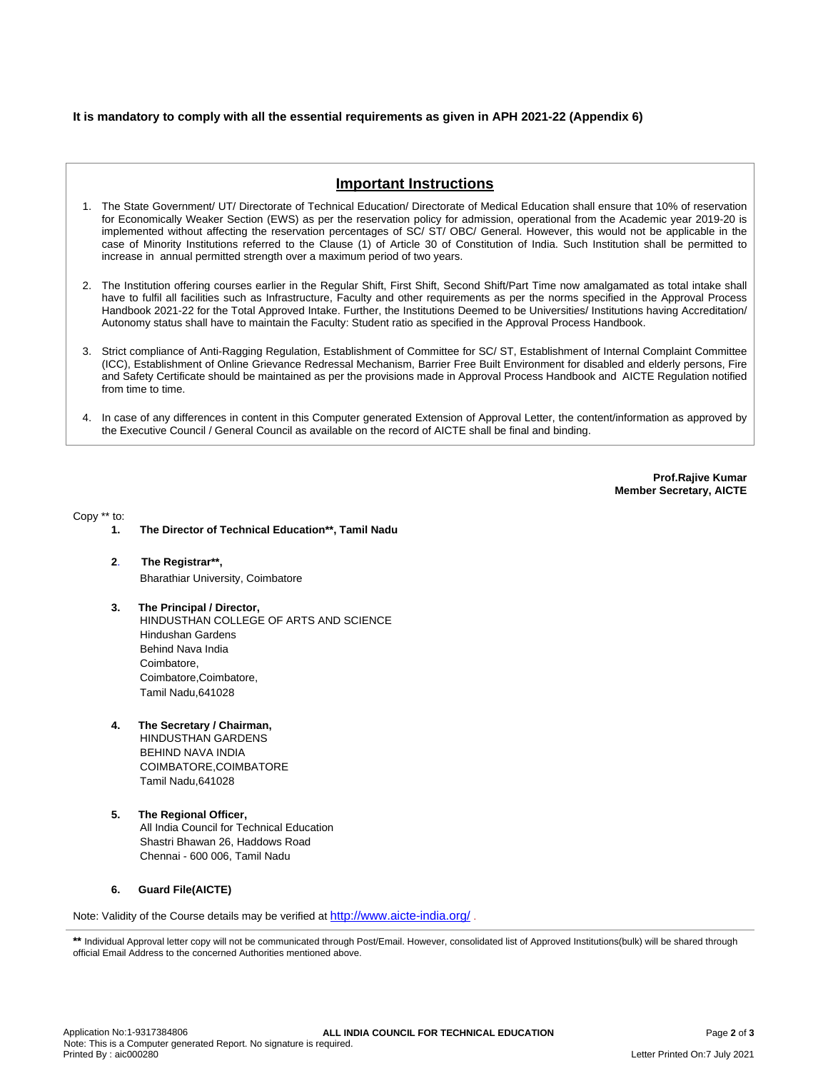**It is mandatory to comply with all the essential requirements as given in APH 2021-22 (Appendix 6)**

## Important Instructions

1. The State Government/ UT/ Directorate of Technical Education/ Directorate of Medical Education shall ensure that 10% of reservation for Economically Weaker Section (EWS) as per the reservation policy for admission, operational from the Academic year 2019-20 is implemented without affecting the reservation percentages of SC/ ST/ OBC/ General. However, this would not be applicable in the case of Minority Institutions referred to the Clause (1) of Article 30 of Constitution of India. Such Institution shall be permitted to increase in annual permitted strength over a maximum period of two years.

2. The Institution offering courses earlier in the Regular Shift, First Shift, Second Shift/Part Time now amalgamated as total intake shall have to fulfil all facilities such as Infrastructure, Faculty and other requirements as per the norms specified in the Approval Process Handbook 2021-22 for the Total Approved Intake. Further, the Institutions Deemed to be Universities/ Institutions having Accreditation/ Autonomy status shall have to maintain the Faculty: Student ratio as specified in the Approval Process Handbook.

3. Strict compliance of Anti-Ragging Regulation, Establishment of Committee for SC/ ST, Establishment of Internal Complaint Committee (ICC), Establishment of Online Grievance Redressal Mechanism, Barrier Free Built Environment for disabled and elderly persons, Fire and Safety Certificate should be maintained as per the provisions made in Approval Process Handbook and AICTE Regulation notified from time to time.

4. In case of any differences in content in this Computer generated Extension of Approval Letter, the content/information as approved by the Executive Council / General Council as available on the record of AICTE shall be final and binding.

**Prof.Rajive Kumar**
**Member Secretary, AICTE**

Copy ** to:

1. **The Director of Technical Education**, Tamil Nadu**

2. **The Registrar**,**
   Bharathiar University, Coimbatore

3. **The Principal / Director,**
   HINDUSTHAN COLLEGE OF ARTS AND SCIENCE
   Hindushan Gardens
   Behind Nava India
   Coimbatore,
   Coimbatore,Coimbatore,
   Tamil Nadu,641028

4. **The Secretary / Chairman,**
   HINDUSTHAN GARDENS
   BEHIND NAVA INDIA
   COIMBATORE,COIMBATORE
   Tamil Nadu,641028

5. **The Regional Officer,**
   All India Council for Technical Education
   Shastri Bhawan 26, Haddows Road
   Chennai - 600 006, Tamil Nadu

6. **Guard File(AICTE)**

Note: Validity of the Course details may be verified at http://www.aicte-india.org/ .

** Individual Approval letter copy will not be communicated through Post/Email. However, consolidated list of Approved Institutions(bulk) will be shared through official Email Address to the concerned Authorities mentioned above.

Application No:1-9317384806
Note: This is a Computer generated Report. No signature is required.
Printed By : aic000280

**ALL INDIA COUNCIL FOR TECHNICAL EDUCATION**

Letter Printed On:7 July 2021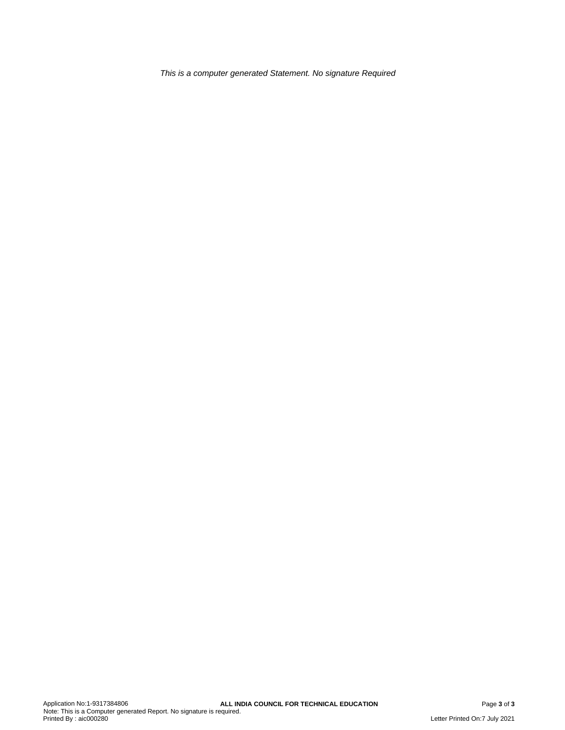*This is a computer generated Statement. No signature Required*